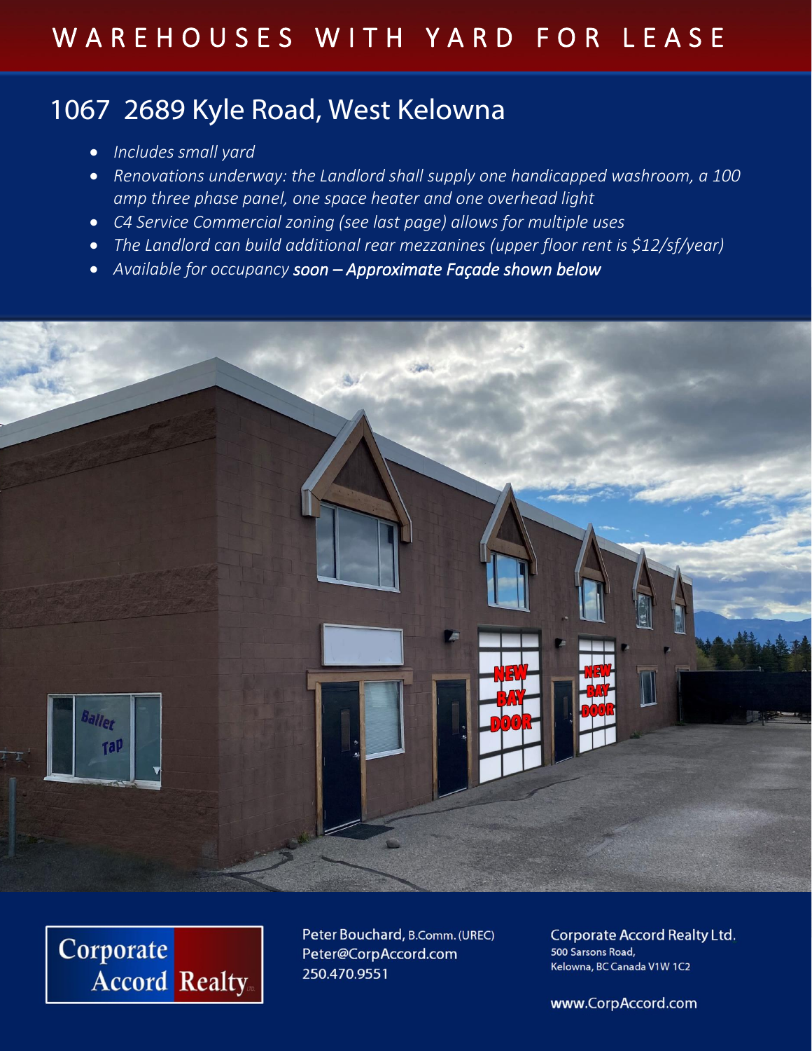# WAREHOUSES WITH YARD FOR LEASE

## 1067 2689 Kyle Road, West Kelowna

- *Includes small yard*
- *Renovations underway: the Landlord shall supply one handicapped washroom, a 100 amp three phase panel, one space heater and one overhead light*
- *C4 Service Commercial zoning (see last page) allows for multiple uses*
- *The Landlord can build additional rear mezzanines (upper floor rent is $12/sf/year)*
- *Available for occupancy **soon – Approximate Façade shown below***

Corporate Accord Realty

Peter Bouchard, B.Comm. (UREC)
Peter@CorpAccord.com
250.470.9551

Corporate Accord Realty Ltd.
500 Sarsons Road,
Kelowna, BC Canada V1W 1C2

www.CorpAccord.com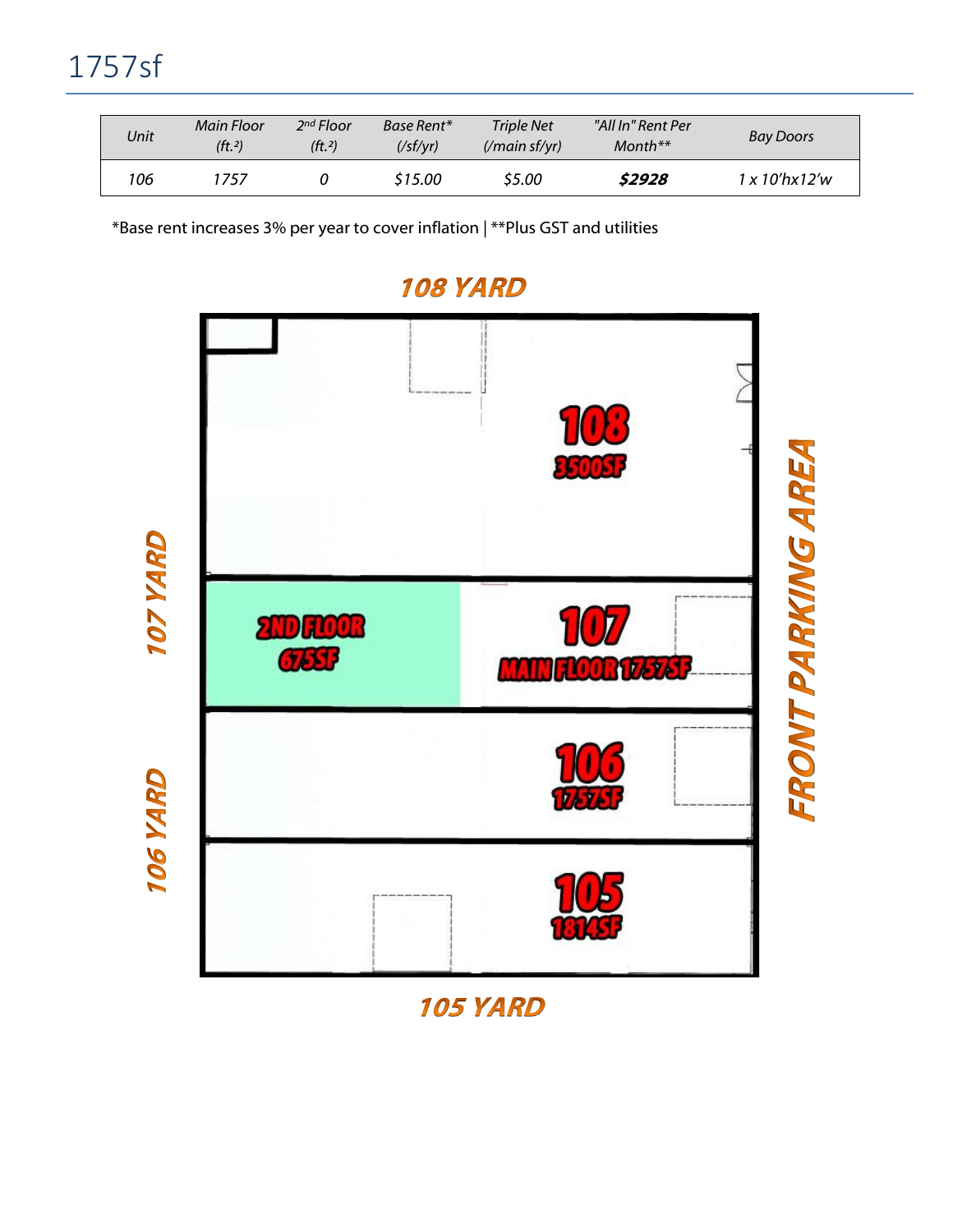# 1757sf

| Unit | Main Floor (ft.²) | 2nd Floor (ft.²) | Base Rent* (/sf/yr) | Triple Net (/main sf/yr) | "All In" Rent Per Month** | Bay Doors |
|---|---|---|---|---|---|---|
| 106 | 1757 | 0 | $15.00 | $5.00 | **$2928** | 1 x 10'hx12'w |

*Base rent increases 3% per year to cover inflation | **Plus GST and utilities

108 YARD

107 YARD

106 YARD

FRONT PARKING AREA

108
3500SF

2ND FLOOR
675SF

107
MAIN FLOOR 1757SF

106
1757SF

105
1814SF

105 YARD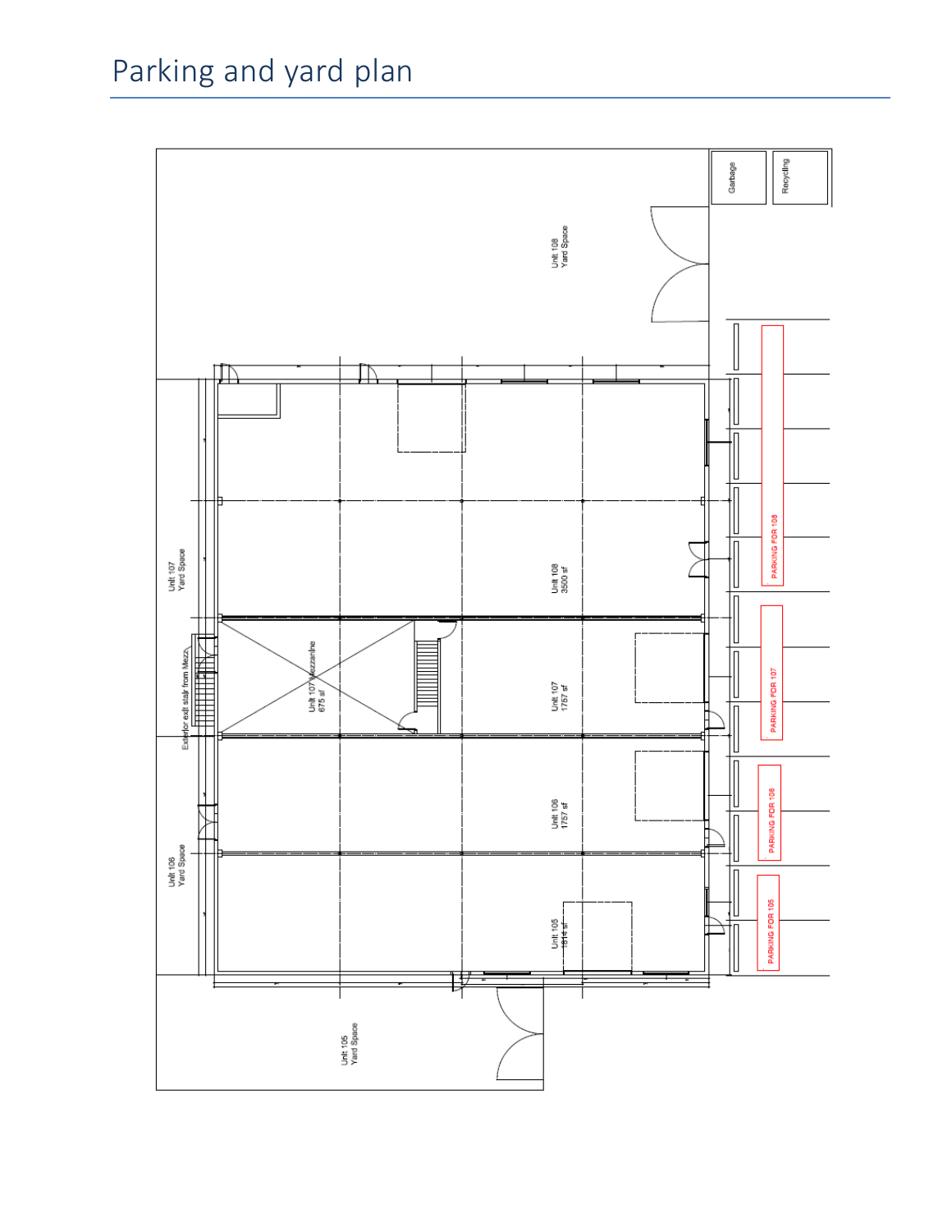# Parking and yard plan

Garbage

Recycling

Unit 108
Yard Space

Unit 107
Yard Space

Unit 108
3500 sf

PARKING FOR 108

Exterior exit stair from Mezz

Unit 107 Mezzanine
675 sf

Unit 107
1757 sf

PARKING FOR 107

Unit 106
Yard Space

Unit 106
1757 sf

PARKING FOR 106

Unit 105
1814 sf

PARKING FOR 105

Unit 105
Yard Space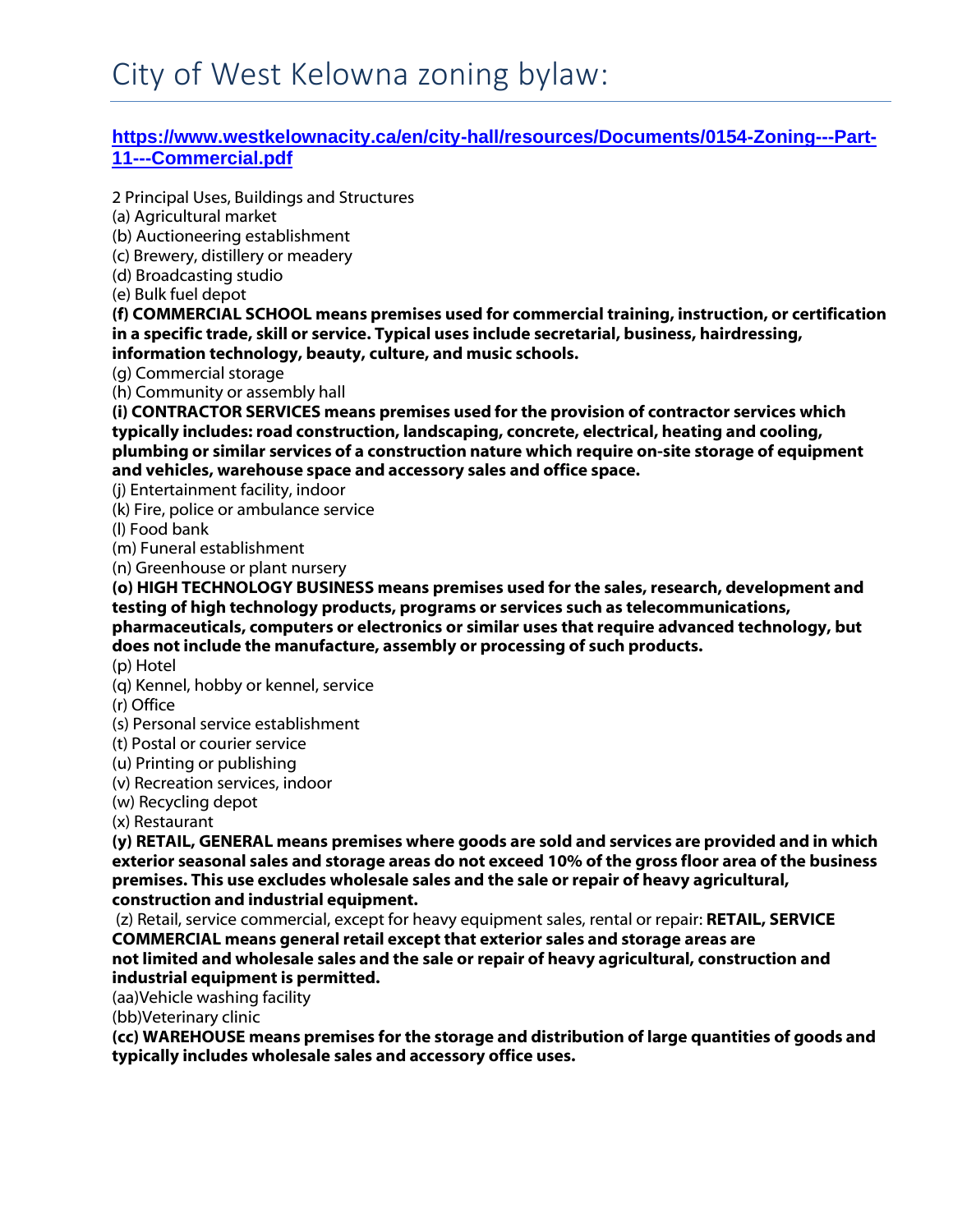# City of West Kelowna zoning bylaw:

[https://www.westkelownacity.ca/en/city-hall/resources/Documents/0154-Zoning---Part-11---Commercial.pdf](https://www.westkelownacity.ca/en/city-hall/resources/Documents/0154-Zoning---Part-11---Commercial.pdf)

2 Principal Uses, Buildings and Structures

(a) Agricultural market

(b) Auctioneering establishment

(c) Brewery, distillery or meadery

(d) Broadcasting studio

(e) Bulk fuel depot

**(f) COMMERCIAL SCHOOL means premises used for commercial training, instruction, or certification in a specific trade, skill or service. Typical uses include secretarial, business, hairdressing, information technology, beauty, culture, and music schools.**

(g) Commercial storage

(h) Community or assembly hall

**(i) CONTRACTOR SERVICES means premises used for the provision of contractor services which typically includes: road construction, landscaping, concrete, electrical, heating and cooling, plumbing or similar services of a construction nature which require on-site storage of equipment and vehicles, warehouse space and accessory sales and office space.**

(j) Entertainment facility, indoor

(k) Fire, police or ambulance service

(l) Food bank

(m) Funeral establishment

(n) Greenhouse or plant nursery

**(o) HIGH TECHNOLOGY BUSINESS means premises used for the sales, research, development and testing of high technology products, programs or services such as telecommunications, pharmaceuticals, computers or electronics or similar uses that require advanced technology, but does not include the manufacture, assembly or processing of such products.**

(p) Hotel

(q) Kennel, hobby or kennel, service

(r) Office

(s) Personal service establishment

(t) Postal or courier service

(u) Printing or publishing

(v) Recreation services, indoor

(w) Recycling depot

(x) Restaurant

**(y) RETAIL, GENERAL means premises where goods are sold and services are provided and in which exterior seasonal sales and storage areas do not exceed 10% of the gross floor area of the business premises. This use excludes wholesale sales and the sale or repair of heavy agricultural, construction and industrial equipment.**

(z) Retail, service commercial, except for heavy equipment sales, rental or repair: **RETAIL, SERVICE COMMERCIAL means general retail except that exterior sales and storage areas are not limited and wholesale sales and the sale or repair of heavy agricultural, construction and industrial equipment is permitted.**

(aa)Vehicle washing facility

(bb)Veterinary clinic

**(cc) WAREHOUSE means premises for the storage and distribution of large quantities of goods and typically includes wholesale sales and accessory office uses.**